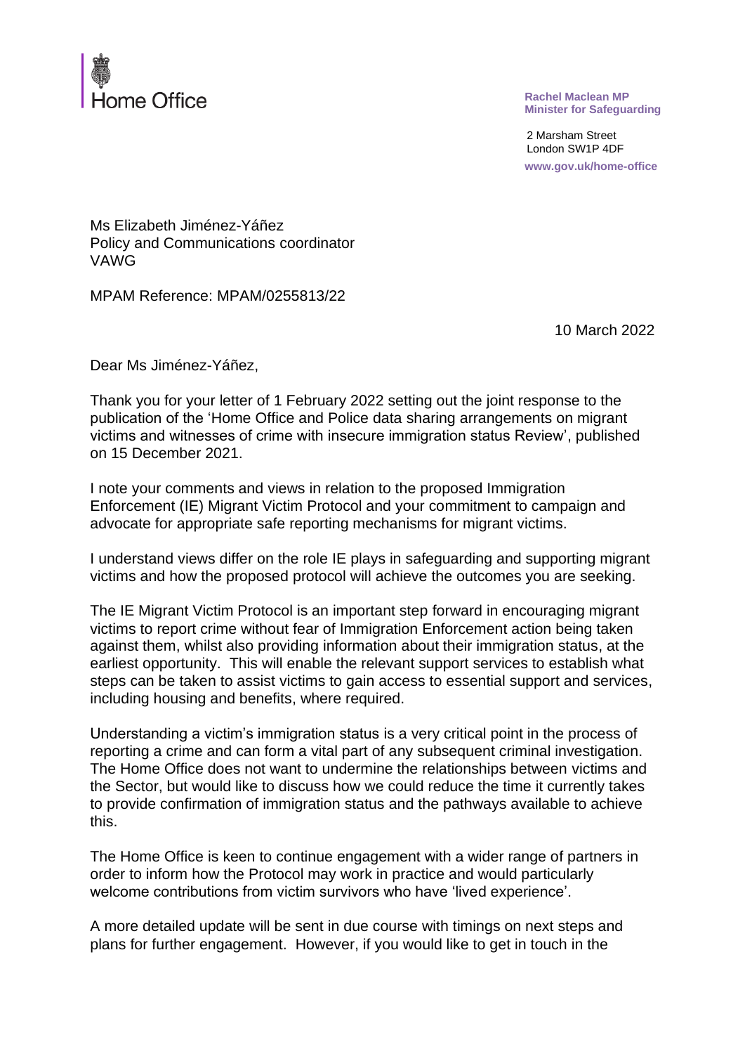Home Office

**Rachel Maclean MP**
**Minister for Safeguarding**

2 Marsham Street
London SW1P 4DF
www.gov.uk/home-office

Ms Elizabeth Jiménez-Yáñez
Policy and Communications coordinator
VAWG

MPAM Reference: MPAM/0255813/22

10 March 2022

Dear Ms Jiménez-Yáñez,

Thank you for your letter of 1 February 2022 setting out the joint response to the publication of the 'Home Office and Police data sharing arrangements on migrant victims and witnesses of crime with insecure immigration status Review', published on 15 December 2021.

I note your comments and views in relation to the proposed Immigration Enforcement (IE) Migrant Victim Protocol and your commitment to campaign and advocate for appropriate safe reporting mechanisms for migrant victims.

I understand views differ on the role IE plays in safeguarding and supporting migrant victims and how the proposed protocol will achieve the outcomes you are seeking.

The IE Migrant Victim Protocol is an important step forward in encouraging migrant victims to report crime without fear of Immigration Enforcement action being taken against them, whilst also providing information about their immigration status, at the earliest opportunity. This will enable the relevant support services to establish what steps can be taken to assist victims to gain access to essential support and services, including housing and benefits, where required.

Understanding a victim's immigration status is a very critical point in the process of reporting a crime and can form a vital part of any subsequent criminal investigation. The Home Office does not want to undermine the relationships between victims and the Sector, but would like to discuss how we could reduce the time it currently takes to provide confirmation of immigration status and the pathways available to achieve this.

The Home Office is keen to continue engagement with a wider range of partners in order to inform how the Protocol may work in practice and would particularly welcome contributions from victim survivors who have 'lived experience'.

A more detailed update will be sent in due course with timings on next steps and plans for further engagement. However, if you would like to get in touch in the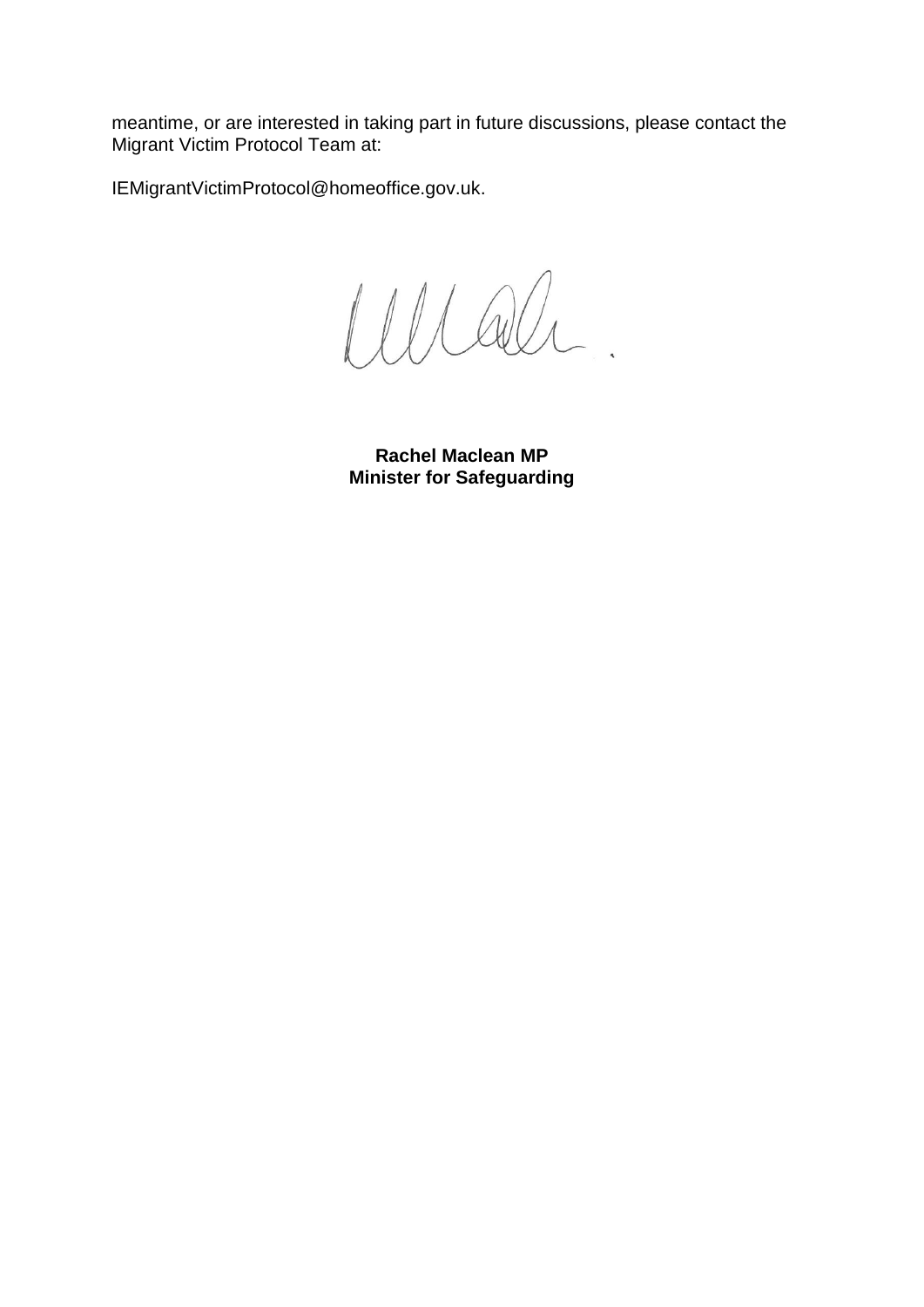meantime, or are interested in taking part in future discussions, please contact the Migrant Victim Protocol Team at:

IEMigrantVictimProtocol@homeoffice.gov.uk.

**Rachel Maclean MP**
**Minister for Safeguarding**